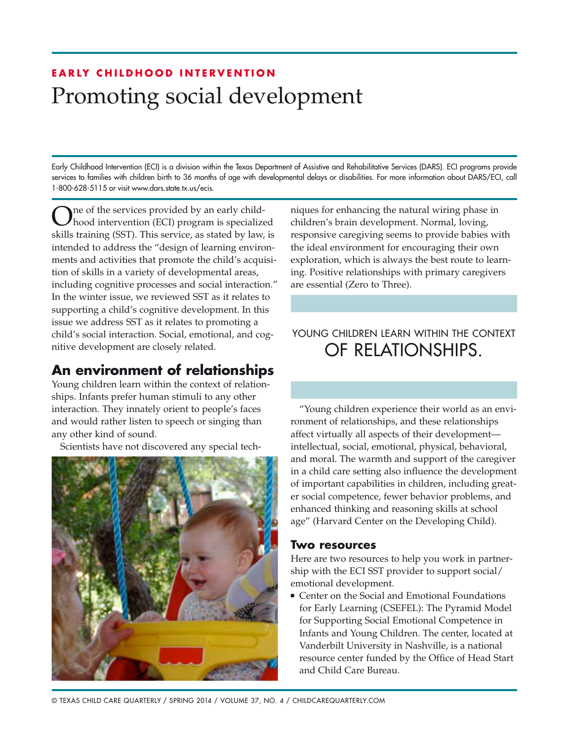**EARLY CHILDHOOD INTERVENTION**

# Promoting social development

Early Childhood Intervention (ECI) is a division within the Texas Department of Assistive and Rehabilitative Services (DARS). ECI programs provide services to families with children birth to 36 months of age with developmental delays or disabilities. For more information about DARS/ECI, call 1-800-628-5115 or visit www.dars.state.tx.us/ecis.

One of the services provided by an early childhood intervention (ECI) program is specialized skills training (SST). This service, as stated by law, is intended to address the "design of learning environments and activities that promote the child's acquisition of skills in a variety of developmental areas, including cognitive processes and social interaction." In the winter issue, we reviewed SST as it relates to supporting a child's cognitive development. In this issue we address SST as it relates to promoting a child's social interaction. Social, emotional, and cognitive development are closely related.

## An environment of relationships

Young children learn within the context of relationships. Infants prefer human stimuli to any other interaction. They innately orient to people's faces and would rather listen to speech or singing than any other kind of sound.

Scientists have not discovered any special techniques for enhancing the natural wiring phase in children's brain development. Normal, loving, responsive caregiving seems to provide babies with the ideal environment for encouraging their own exploration, which is always the best route to learning. Positive relationships with primary caregivers are essential (Zero to Three).

> YOUNG CHILDREN LEARN WITHIN THE CONTEXT OF RELATIONSHIPS.

"Young children experience their world as an environment of relationships, and these relationships affect virtually all aspects of their development—intellectual, social, emotional, physical, behavioral, and moral. The warmth and support of the caregiver in a child care setting also influence the development of important capabilities in children, including greater social competence, fewer behavior problems, and enhanced thinking and reasoning skills at school age" (Harvard Center on the Developing Child).

### Two resources

Here are two resources to help you work in partnership with the ECI SST provider to support social/emotional development.

- Center on the Social and Emotional Foundations for Early Learning (CSEFEL): The Pyramid Model for Supporting Social Emotional Competence in Infants and Young Children. The center, located at Vanderbilt University in Nashville, is a national resource center funded by the Office of Head Start and Child Care Bureau.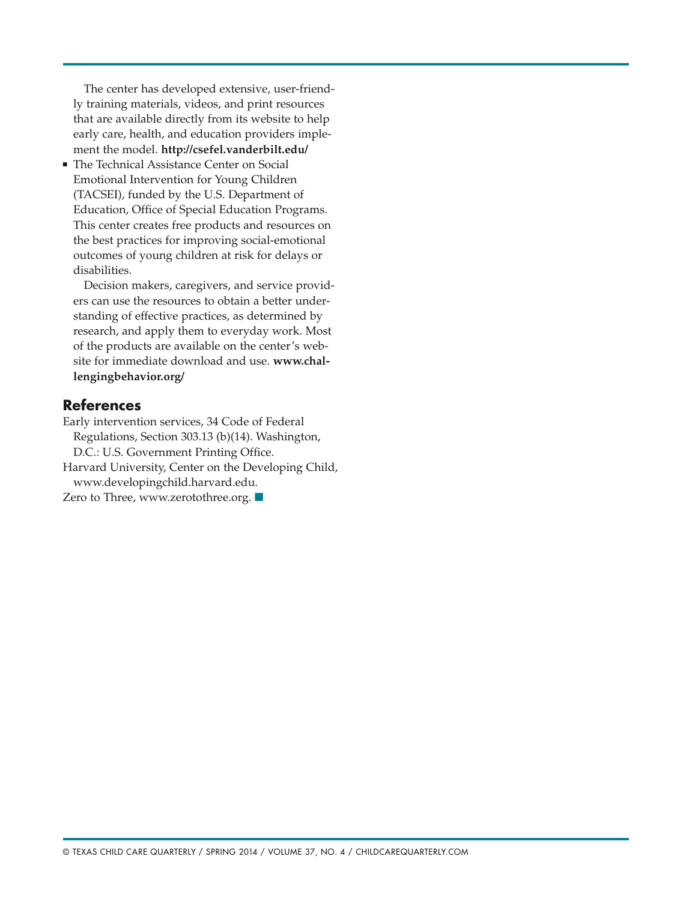The center has developed extensive, user-friendly training materials, videos, and print resources that are available directly from its website to help early care, health, and education providers implement the model. **http://csefel.vanderbilt.edu/**

- The Technical Assistance Center on Social Emotional Intervention for Young Children (TACSEI), funded by the U.S. Department of Education, Office of Special Education Programs. This center creates free products and resources on the best practices for improving social-emotional outcomes of young children at risk for delays or disabilities.

  Decision makers, caregivers, and service providers can use the resources to obtain a better understanding of effective practices, as determined by research, and apply them to everyday work. Most of the products are available on the center's website for immediate download and use. **www.challengingbehavior.org/**

## References

Early intervention services, 34 Code of Federal Regulations, Section 303.13 (b)(14). Washington, D.C.: U.S. Government Printing Office.

Harvard University, Center on the Developing Child, www.developingchild.harvard.edu.

Zero to Three, www.zerotothree.org. ■